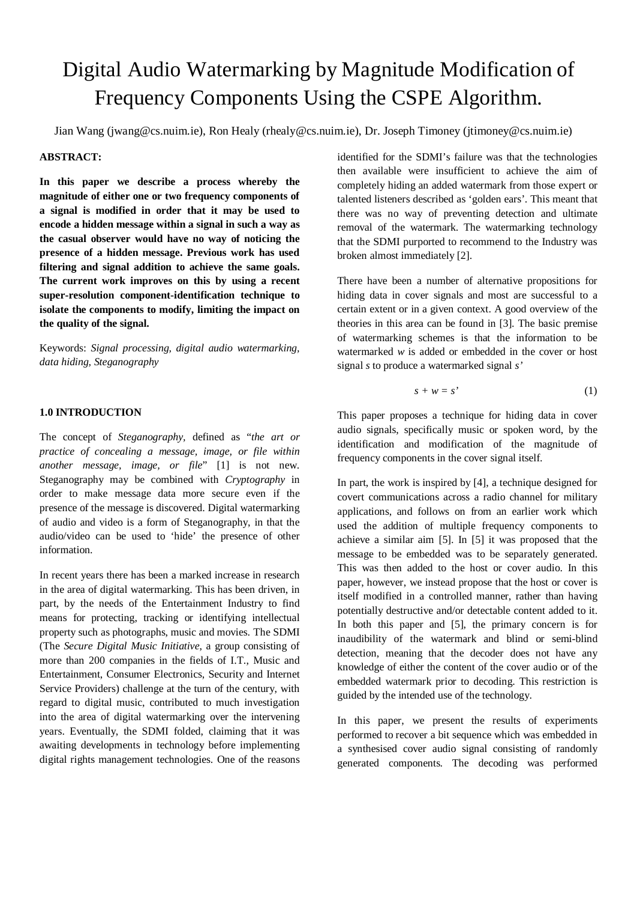# Digital Audio Watermarking by Magnitude Modification of Frequency Components Using the CSPE Algorithm.

Jian Wang (jwang@cs.nuim.ie), Ron Healy (rhealy@cs.nuim.ie), Dr. Joseph Timoney (jtimoney@cs.nuim.ie)

**ABSTRACT:**

**In this paper we describe a process whereby the magnitude of either one or two frequency components of a signal is modified in order that it may be used to encode a hidden message within a signal in such a way as the casual observer would have no way of noticing the presence of a hidden message. Previous work has used filtering and signal addition to achieve the same goals. The current work improves on this by using a recent super-resolution component-identification technique to isolate the components to modify, limiting the impact on the quality of the signal.**

Keywords: *Signal processing, digital audio watermarking, data hiding, Steganography*

## 1.0 INTRODUCTION

The concept of *Steganography,* defined as "*the art or practice of concealing a message, image, or file within another message, image, or file*" [1] is not new. Steganography may be combined with *Cryptography* in order to make message data more secure even if the presence of the message is discovered. Digital watermarking of audio and video is a form of Steganography, in that the audio/video can be used to 'hide' the presence of other information.

In recent years there has been a marked increase in research in the area of digital watermarking. This has been driven, in part, by the needs of the Entertainment Industry to find means for protecting, tracking or identifying intellectual property such as photographs, music and movies. The SDMI (The *Secure Digital Music Initiative*, a group consisting of more than 200 companies in the fields of I.T., Music and Entertainment, Consumer Electronics, Security and Internet Service Providers) challenge at the turn of the century, with regard to digital music, contributed to much investigation into the area of digital watermarking over the intervening years. Eventually, the SDMI folded, claiming that it was awaiting developments in technology before implementing digital rights management technologies. One of the reasons identified for the SDMI's failure was that the technologies then available were insufficient to achieve the aim of completely hiding an added watermark from those expert or talented listeners described as 'golden ears'. This meant that there was no way of preventing detection and ultimate removal of the watermark. The watermarking technology that the SDMI purported to recommend to the Industry was broken almost immediately [2].

There have been a number of alternative propositions for hiding data in cover signals and most are successful to a certain extent or in a given context. A good overview of the theories in this area can be found in [3]. The basic premise of watermarking schemes is that the information to be watermarked $w$ is added or embedded in the cover or host signal $s$ to produce a watermarked signal $s'$

$$s + w = s' \tag{1}$$

This paper proposes a technique for hiding data in cover audio signals, specifically music or spoken word, by the identification and modification of the magnitude of frequency components in the cover signal itself.

In part, the work is inspired by [4], a technique designed for covert communications across a radio channel for military applications, and follows on from an earlier work which used the addition of multiple frequency components to achieve a similar aim [5]. In [5] it was proposed that the message to be embedded was to be separately generated. This was then added to the host or cover audio. In this paper, however, we instead propose that the host or cover is itself modified in a controlled manner, rather than having potentially destructive and/or detectable content added to it. In both this paper and [5], the primary concern is for inaudibility of the watermark and blind or semi-blind detection, meaning that the decoder does not have any knowledge of either the content of the cover audio or of the embedded watermark prior to decoding. This restriction is guided by the intended use of the technology.

In this paper, we present the results of experiments performed to recover a bit sequence which was embedded in a synthesised cover audio signal consisting of randomly generated components. The decoding was performed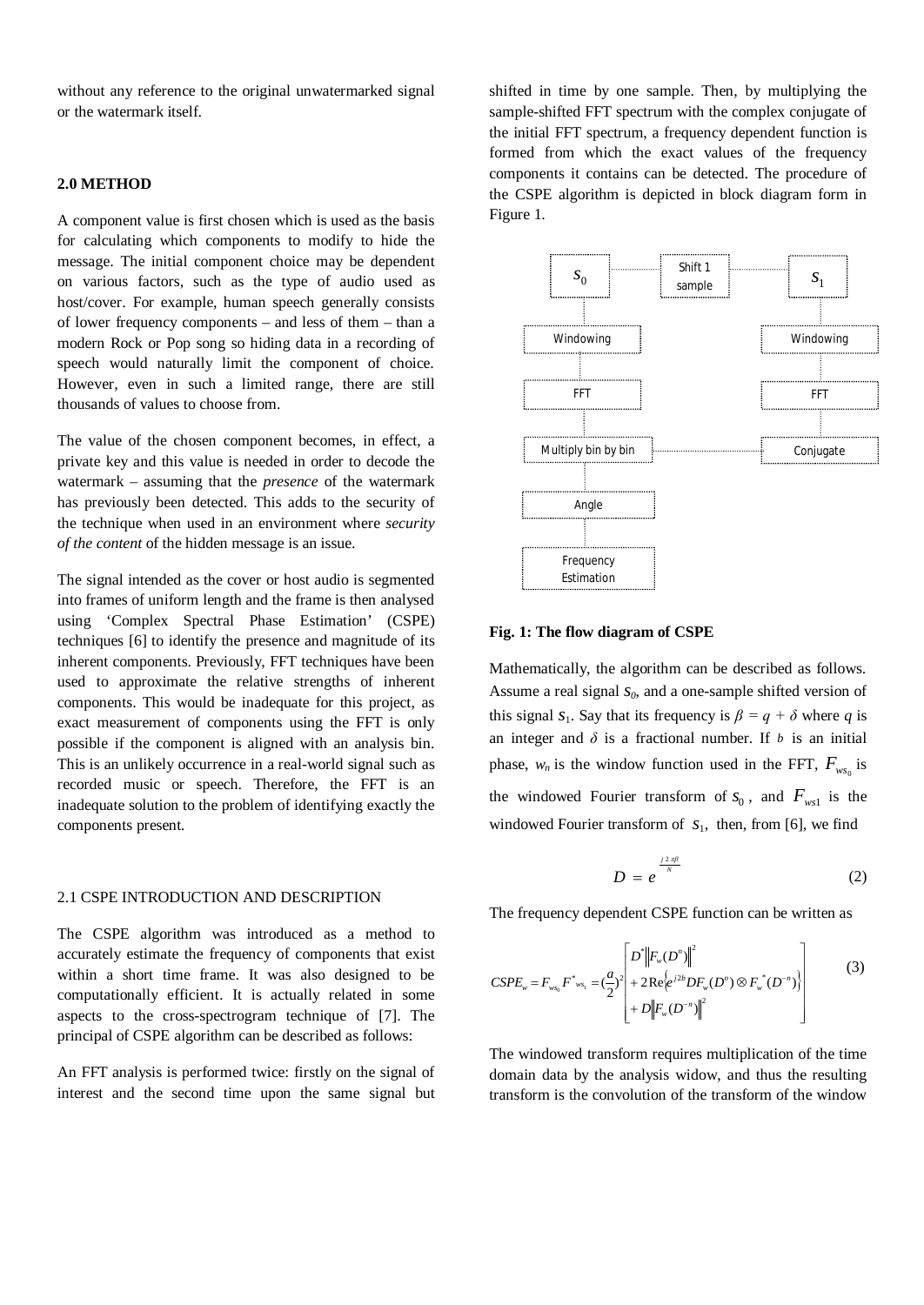without any reference to the original unwatermarked signal or the watermark itself.

## 2.0 METHOD

A component value is first chosen which is used as the basis for calculating which components to modify to hide the message. The initial component choice may be dependent on various factors, such as the type of audio used as host/cover. For example, human speech generally consists of lower frequency components – and less of them – than a modern Rock or Pop song so hiding data in a recording of speech would naturally limit the component of choice. However, even in such a limited range, there are still thousands of values to choose from.

The value of the chosen component becomes, in effect, a private key and this value is needed in order to decode the watermark – assuming that the *presence* of the watermark has previously been detected. This adds to the security of the technique when used in an environment where *security of the content* of the hidden message is an issue.

The signal intended as the cover or host audio is segmented into frames of uniform length and the frame is then analysed using 'Complex Spectral Phase Estimation' (CSPE) techniques [6] to identify the presence and magnitude of its inherent components. Previously, FFT techniques have been used to approximate the relative strengths of inherent components. This would be inadequate for this project, as exact measurement of components using the FFT is only possible if the component is aligned with an analysis bin. This is an unlikely occurrence in a real-world signal such as recorded music or speech. Therefore, the FFT is an inadequate solution to the problem of identifying exactly the components present.

### 2.1 CSPE INTRODUCTION AND DESCRIPTION

The CSPE algorithm was introduced as a method to accurately estimate the frequency of components that exist within a short time frame. It was also designed to be computationally efficient. It is actually related in some aspects to the cross-spectrogram technique of [7]. The principal of CSPE algorithm can be described as follows:

An FFT analysis is performed twice: firstly on the signal of interest and the second time upon the same signal but shifted in time by one sample. Then, by multiplying the sample-shifted FFT spectrum with the complex conjugate of the initial FFT spectrum, a frequency dependent function is formed from which the exact values of the frequency components it contains can be detected. The procedure of the CSPE algorithm is depicted in block diagram form in Figure 1.

```
   s0 ............ Shift 1 sample ............ s1
   |                                           |
Windowing                                  Windowing
   |                                           |
  FFT                                         FFT
   |                                           |
Multiply bin by bin ........................ Conjugate
   |
 Angle
   |
Frequency Estimation
```

**Fig. 1: The flow diagram of CSPE**

Mathematically, the algorithm can be described as follows. Assume a real signal $s_0$, and a one-sample shifted version of this signal $s_1$. Say that its frequency is $\beta = q + \delta$ where $q$ is an integer and $\delta$ is a fractional number. If $b$ is an initial phase, $w_n$ is the window function used in the FFT, $F_{ws_0}$ is the windowed Fourier transform of $s_0$, and $F_{ws1}$ is the windowed Fourier transform of $s_1$, then, from [6], we find

$$D = e^{\frac{j2\pi\beta}{N}} \tag{2}$$

The frequency dependent CSPE function can be written as

$$CSPE_w = F_{ws_0} F^*{}_{ws_1} = \left(\frac{a}{2}\right)^2 \left[ \begin{array}{l} D^* \left\| F_w(D^n) \right\|^2 \\ + 2\operatorname{Re}\left\{ e^{j2b} D F_w(D^n) \otimes F_w^*(D^{-n}) \right\} \\ + D \left\| F_w(D^{-n}) \right\|^2 \end{array} \right] \tag{3}$$

The windowed transform requires multiplication of the time domain data by the analysis widow, and thus the resulting transform is the convolution of the transform of the window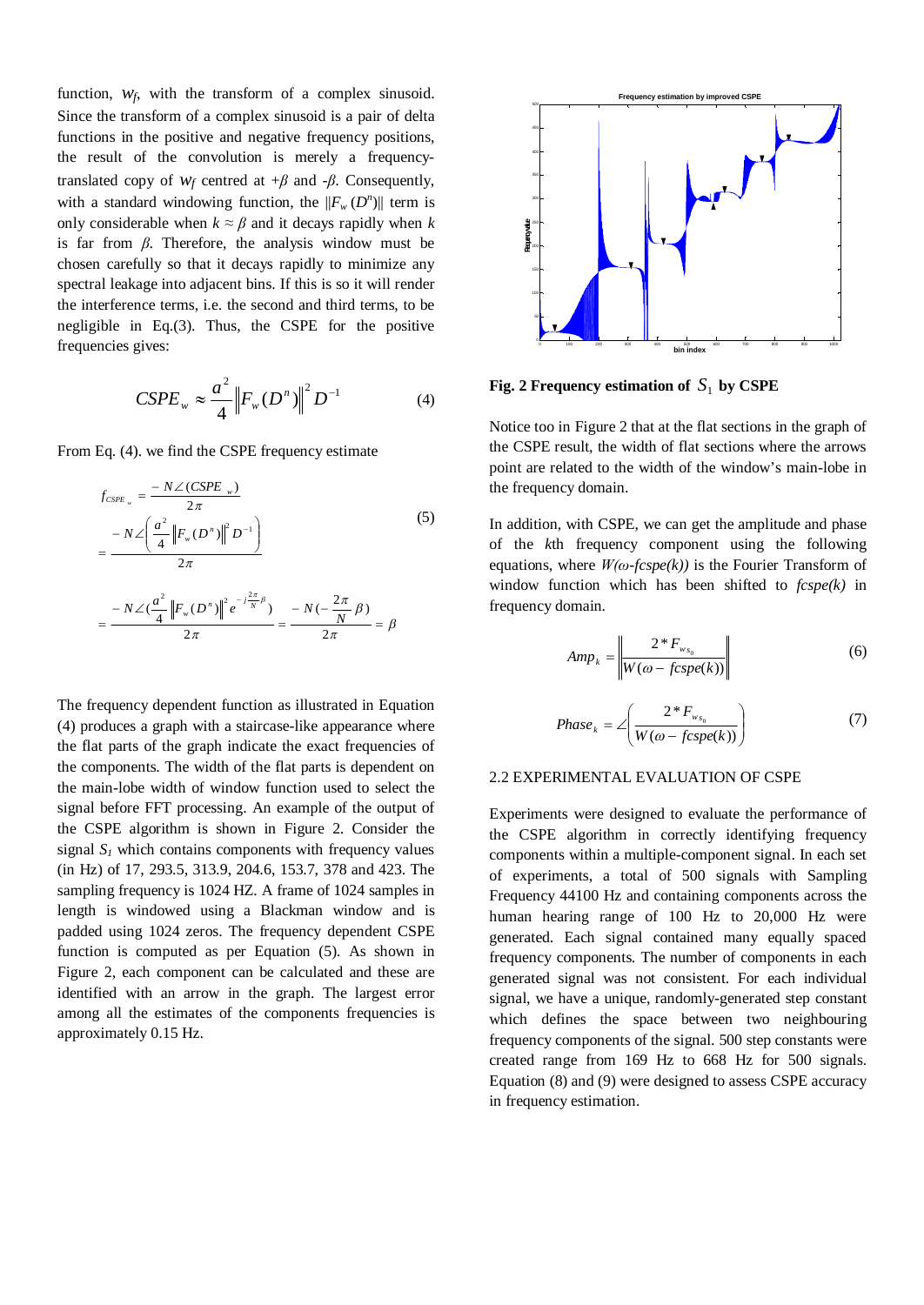function, $w_f$, with the transform of a complex sinusoid. Since the transform of a complex sinusoid is a pair of delta functions in the positive and negative frequency positions, the result of the convolution is merely a frequency-translated copy of $w_f$ centred at $+\beta$ and $-\beta$. Consequently, with a standard windowing function, the $\|F_w(D^n)\|$ term is only considerable when $k \approx \beta$ and it decays rapidly when $k$ is far from $\beta$. Therefore, the analysis window must be chosen carefully so that it decays rapidly to minimize any spectral leakage into adjacent bins. If this is so it will render the interference terms, i.e. the second and third terms, to be negligible in Eq.(3). Thus, the CSPE for the positive frequencies gives:

$$CSPE_w \approx \frac{a^2}{4}\left\|F_w(D^n)\right\|^2 D^{-1} \qquad (4)$$

From Eq. (4). we find the CSPE frequency estimate

$$
\begin{aligned}
f_{CSPE_w} &= \frac{-N\angle(CSPE_w)}{2\pi} \\
&= \frac{-N\angle\left(\frac{a^2}{4}\left\|F_w(D^n)\right\|^2 D^{-1}\right)}{2\pi} \qquad (5) \\
&= \frac{-N\angle\left(\frac{a^2}{4}\left\|F_w(D^n)\right\|^2 e^{-j\frac{2\pi}{N}\beta}\right)}{2\pi} = \frac{-N\left(-\frac{2\pi}{N}\beta\right)}{2\pi} = \beta
\end{aligned}
$$

The frequency dependent function as illustrated in Equation (4) produces a graph with a staircase-like appearance where the flat parts of the graph indicate the exact frequencies of the components. The width of the flat parts is dependent on the main-lobe width of window function used to select the signal before FFT processing. An example of the output of the CSPE algorithm is shown in Figure 2. Consider the signal $S_1$ which contains components with frequency values (in Hz) of 17, 293.5, 313.9, 204.6, 153.7, 378 and 423. The sampling frequency is 1024 HZ. A frame of 1024 samples in length is windowed using a Blackman window and is padded using 1024 zeros. The frequency dependent CSPE function is computed as per Equation (5). As shown in Figure 2, each component can be calculated and these are identified with an arrow in the graph. The largest error among all the estimates of the components frequencies is approximately 0.15 Hz.

**Fig. 2 Frequency estimation of $S_1$ by CSPE**

Notice too in Figure 2 that at the flat sections in the graph of the CSPE result, the width of flat sections where the arrows point are related to the width of the window's main-lobe in the frequency domain.

In addition, with CSPE, we can get the amplitude and phase of the $k$th frequency component using the following equations, where $W(\omega\text{-}fcspe(k))$ is the Fourier Transform of window function which has been shifted to $fcspe(k)$ in frequency domain.

$$Amp_k = \left\|\frac{2 * F_{w_{s_0}}}{W(\omega - fcspe(k))}\right\| \qquad (6)$$

$$Phase_k = \angle\left(\frac{2 * F_{w_{s_0}}}{W(\omega - fcspe(k))}\right) \qquad (7)$$

## 2.2 EXPERIMENTAL EVALUATION OF CSPE

Experiments were designed to evaluate the performance of the CSPE algorithm in correctly identifying frequency components within a multiple-component signal. In each set of experiments, a total of 500 signals with Sampling Frequency 44100 Hz and containing components across the human hearing range of 100 Hz to 20,000 Hz were generated. Each signal contained many equally spaced frequency components. The number of components in each generated signal was not consistent. For each individual signal, we have a unique, randomly-generated step constant which defines the space between two neighbouring frequency components of the signal. 500 step constants were created range from 169 Hz to 668 Hz for 500 signals. Equation (8) and (9) were designed to assess CSPE accuracy in frequency estimation.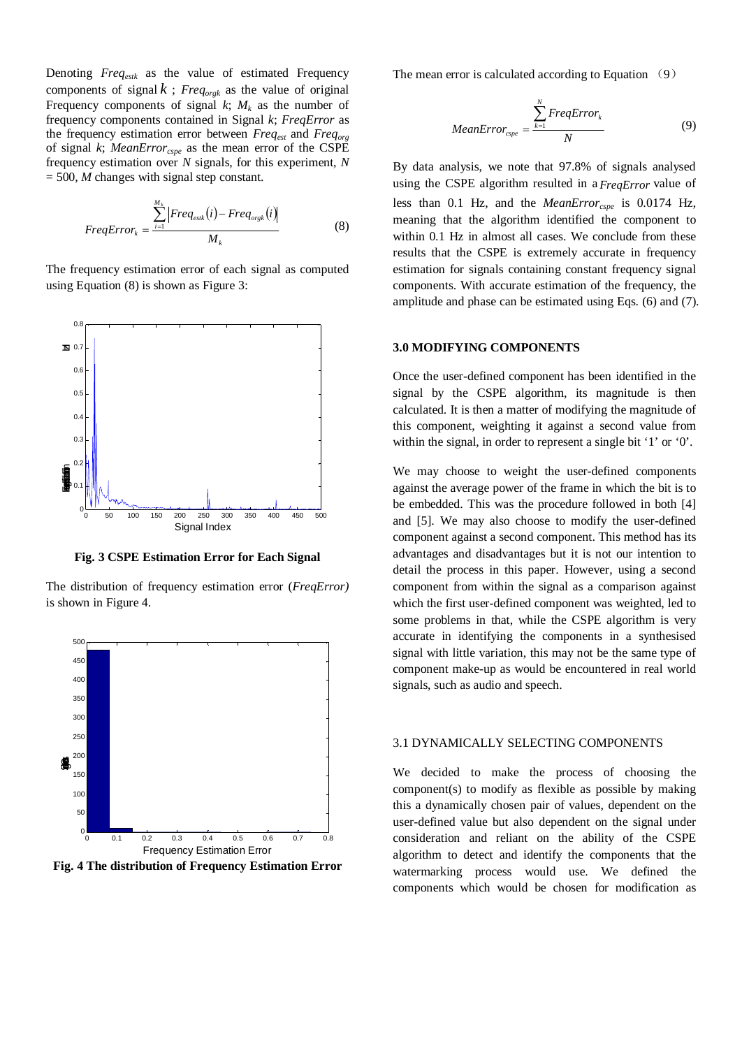Denoting $Freq_{estk}$ as the value of estimated Frequency components of signal $k$ ; $Freq_{orgk}$ as the value of original Frequency components of signal $k$; $M_k$ as the number of frequency components contained in Signal $k$; $FreqError$ as the frequency estimation error between $Freq_{est}$ and $Freq_{org}$ of signal $k$; $MeanError_{cspe}$ as the mean error of the CSPE frequency estimation over $N$ signals, for this experiment, $N = 500$, $M$ changes with signal step constant.

$$FreqError_k = \frac{\sum_{i=1}^{M_k} \left| Freq_{estk}(i) - Freq_{orgk}(i) \right|}{M_k} \tag{8}$$

The frequency estimation error of each signal as computed using Equation (8) is shown as Figure 3:

**Fig. 3 CSPE Estimation Error for Each Signal**

The distribution of frequency estimation error (*FreqError)* is shown in Figure 4.

**Fig. 4 The distribution of Frequency Estimation Error**

The mean error is calculated according to Equation （9）

$$MeanError_{cspe} = \frac{\sum_{k=1}^{N} FreqError_k}{N} \tag{9}$$

By data analysis, we note that 97.8% of signals analysed using the CSPE algorithm resulted in a $FreqError$ value of less than 0.1 Hz, and the $MeanError_{cspe}$ is 0.0174 Hz, meaning that the algorithm identified the component to within 0.1 Hz in almost all cases. We conclude from these results that the CSPE is extremely accurate in frequency estimation for signals containing constant frequency signal components. With accurate estimation of the frequency, the amplitude and phase can be estimated using Eqs. (6) and (7).

## 3.0 MODIFYING COMPONENTS

Once the user-defined component has been identified in the signal by the CSPE algorithm, its magnitude is then calculated. It is then a matter of modifying the magnitude of this component, weighting it against a second value from within the signal, in order to represent a single bit '1' or '0'.

We may choose to weight the user-defined components against the average power of the frame in which the bit is to be embedded. This was the procedure followed in both [4] and [5]. We may also choose to modify the user-defined component against a second component. This method has its advantages and disadvantages but it is not our intention to detail the process in this paper. However, using a second component from within the signal as a comparison against which the first user-defined component was weighted, led to some problems in that, while the CSPE algorithm is very accurate in identifying the components in a synthesised signal with little variation, this may not be the same type of component make-up as would be encountered in real world signals, such as audio and speech.

### 3.1 DYNAMICALLY SELECTING COMPONENTS

We decided to make the process of choosing the component(s) to modify as flexible as possible by making this a dynamically chosen pair of values, dependent on the user-defined value but also dependent on the signal under consideration and reliant on the ability of the CSPE algorithm to detect and identify the components that the watermarking process would use. We defined the components which would be chosen for modification as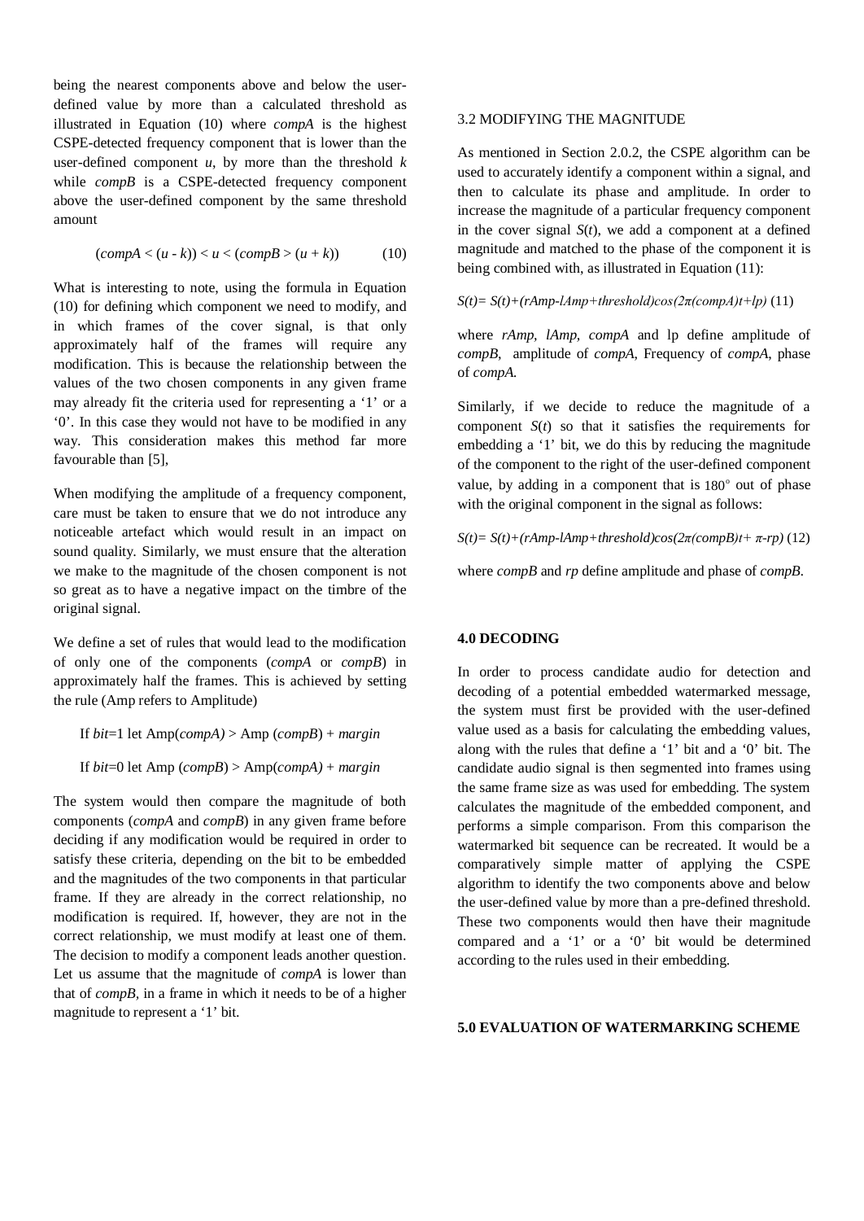being the nearest components above and below the user-defined value by more than a calculated threshold as illustrated in Equation (10) where *compA* is the highest CSPE-detected frequency component that is lower than the user-defined component $u$, by more than the threshold $k$ while *compB* is a CSPE-detected frequency component above the user-defined component by the same threshold amount

$$(compA < (u - k)) < u < (compB > (u + k)) \qquad (10)$$

What is interesting to note, using the formula in Equation (10) for defining which component we need to modify, and in which frames of the cover signal, is that only approximately half of the frames will require any modification. This is because the relationship between the values of the two chosen components in any given frame may already fit the criteria used for representing a '1' or a '0'. In this case they would not have to be modified in any way. This consideration makes this method far more favourable than [5],

When modifying the amplitude of a frequency component, care must be taken to ensure that we do not introduce any noticeable artefact which would result in an impact on sound quality. Similarly, we must ensure that the alteration we make to the magnitude of the chosen component is not so great as to have a negative impact on the timbre of the original signal.

We define a set of rules that would lead to the modification of only one of the components (*compA* or *compB*) in approximately half the frames. This is achieved by setting the rule (Amp refers to Amplitude)

If $bit=1$ let $\text{Amp}(compA) > \text{Amp}(compB) + margin$

If $bit=0$ let $\text{Amp}(compB) > \text{Amp}(compA) + margin$

The system would then compare the magnitude of both components (*compA* and *compB*) in any given frame before deciding if any modification would be required in order to satisfy these criteria, depending on the bit to be embedded and the magnitudes of the two components in that particular frame. If they are already in the correct relationship, no modification is required. If, however, they are not in the correct relationship, we must modify at least one of them. The decision to modify a component leads another question. Let us assume that the magnitude of *compA* is lower than that of *compB*, in a frame in which it needs to be of a higher magnitude to represent a '1' bit.

### 3.2 MODIFYING THE MAGNITUDE

As mentioned in Section 2.0.2, the CSPE algorithm can be used to accurately identify a component within a signal, and then to calculate its phase and amplitude. In order to increase the magnitude of a particular frequency component in the cover signal $S(t)$, we add a component at a defined magnitude and matched to the phase of the component it is being combined with, as illustrated in Equation (11):

$$S(t)= S(t)+(rAmp-lAmp+threshold)\cos(2\pi(compA)t+lp) \qquad (11)$$

where *rAmp*, *lAmp*, *compA* and lp define amplitude of *compB*, amplitude of *compA*, Frequency of *compA*, phase of *compA*.

Similarly, if we decide to reduce the magnitude of a component $S(t)$ so that it satisfies the requirements for embedding a '1' bit, we do this by reducing the magnitude of the component to the right of the user-defined component value, by adding in a component that is $180^{\circ}$ out of phase with the original component in the signal as follows:

$$S(t)= S(t)+(rAmp-lAmp+threshold)\cos(2\pi(compB)t+ \pi-rp) \qquad (12)$$

where *compB* and *rp* define amplitude and phase of *compB*.

## 4.0 DECODING

In order to process candidate audio for detection and decoding of a potential embedded watermarked message, the system must first be provided with the user-defined value used as a basis for calculating the embedding values, along with the rules that define a '1' bit and a '0' bit. The candidate audio signal is then segmented into frames using the same frame size as was used for embedding. The system calculates the magnitude of the embedded component, and performs a simple comparison. From this comparison the watermarked bit sequence can be recreated. It would be a comparatively simple matter of applying the CSPE algorithm to identify the two components above and below the user-defined value by more than a pre-defined threshold. These two components would then have their magnitude compared and a '1' or a '0' bit would be determined according to the rules used in their embedding.

## 5.0 EVALUATION OF WATERMARKING SCHEME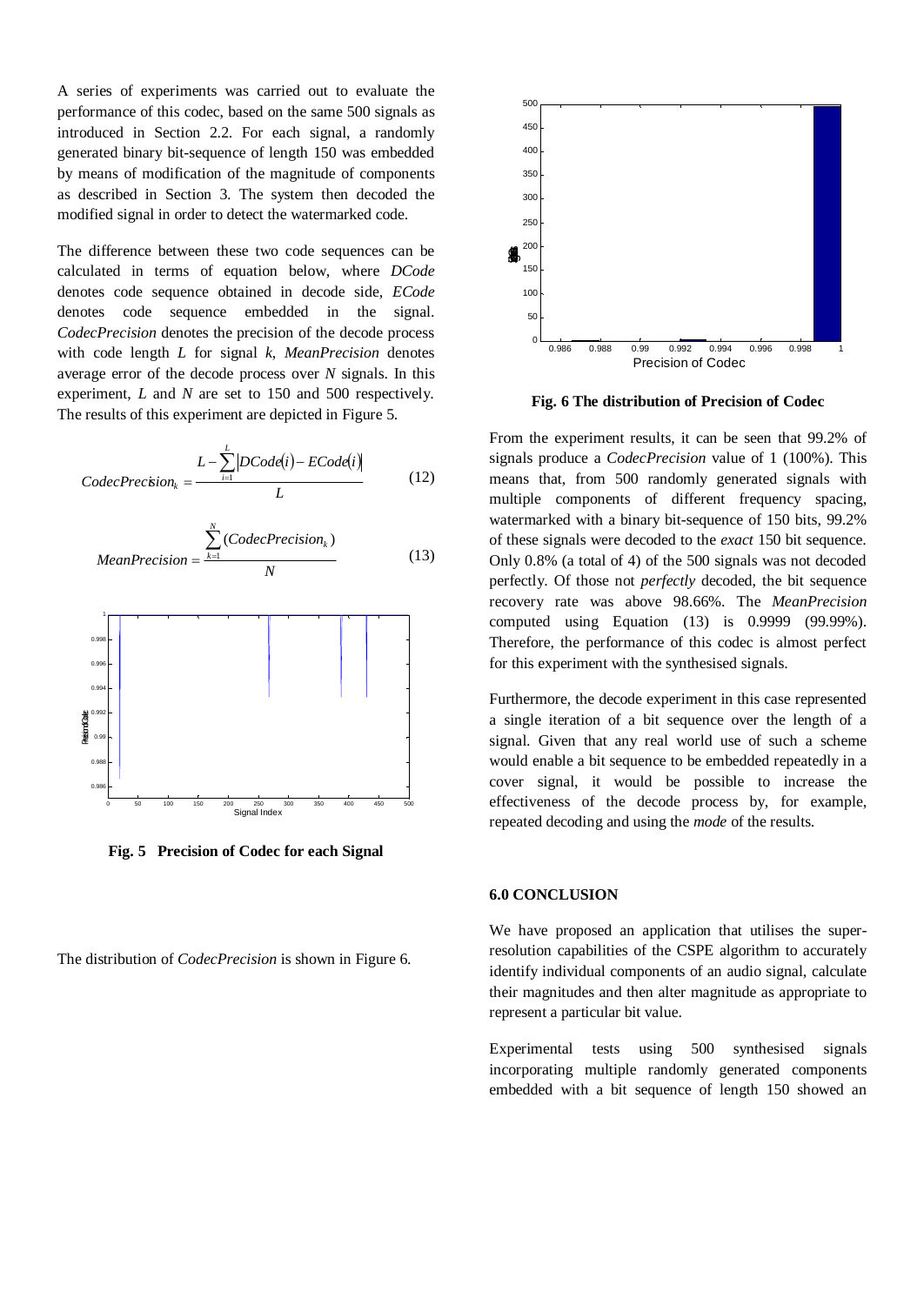A series of experiments was carried out to evaluate the performance of this codec, based on the same 500 signals as introduced in Section 2.2. For each signal, a randomly generated binary bit-sequence of length 150 was embedded by means of modification of the magnitude of components as described in Section 3. The system then decoded the modified signal in order to detect the watermarked code.

The difference between these two code sequences can be calculated in terms of equation below, where *DCode* denotes code sequence obtained in decode side, *ECode* denotes code sequence embedded in the signal. *CodecPrecision* denotes the precision of the decode process with code length *L* for signal *k*, *MeanPrecision* denotes average error of the decode process over *N* signals. In this experiment, *L* and *N* are set to 150 and 500 respectively. The results of this experiment are depicted in Figure 5.

$$CodecPrecision_k = \frac{L - \sum_{i=1}^{L} \left| DCode(i) - ECode(i) \right|}{L} \qquad (12)$$

$$MeanPrecision = \frac{\sum_{k=1}^{N} (CodecPrecision_k)}{N} \qquad (13)$$

**Fig. 5 Precision of Codec for each Signal**

The distribution of *CodecPrecision* is shown in Figure 6.

**Fig. 6 The distribution of Precision of Codec**

From the experiment results, it can be seen that 99.2% of signals produce a *CodecPrecision* value of 1 (100%). This means that, from 500 randomly generated signals with multiple components of different frequency spacing, watermarked with a binary bit-sequence of 150 bits, 99.2% of these signals were decoded to the *exact* 150 bit sequence. Only 0.8% (a total of 4) of the 500 signals was not decoded perfectly. Of those not *perfectly* decoded, the bit sequence recovery rate was above 98.66%. The *MeanPrecision* computed using Equation (13) is 0.9999 (99.99%). Therefore, the performance of this codec is almost perfect for this experiment with the synthesised signals.

Furthermore, the decode experiment in this case represented a single iteration of a bit sequence over the length of a signal. Given that any real world use of such a scheme would enable a bit sequence to be embedded repeatedly in a cover signal, it would be possible to increase the effectiveness of the decode process by, for example, repeated decoding and using the *mode* of the results.

### 6.0 CONCLUSION

We have proposed an application that utilises the super-resolution capabilities of the CSPE algorithm to accurately identify individual components of an audio signal, calculate their magnitudes and then alter magnitude as appropriate to represent a particular bit value.

Experimental tests using 500 synthesised signals incorporating multiple randomly generated components embedded with a bit sequence of length 150 showed an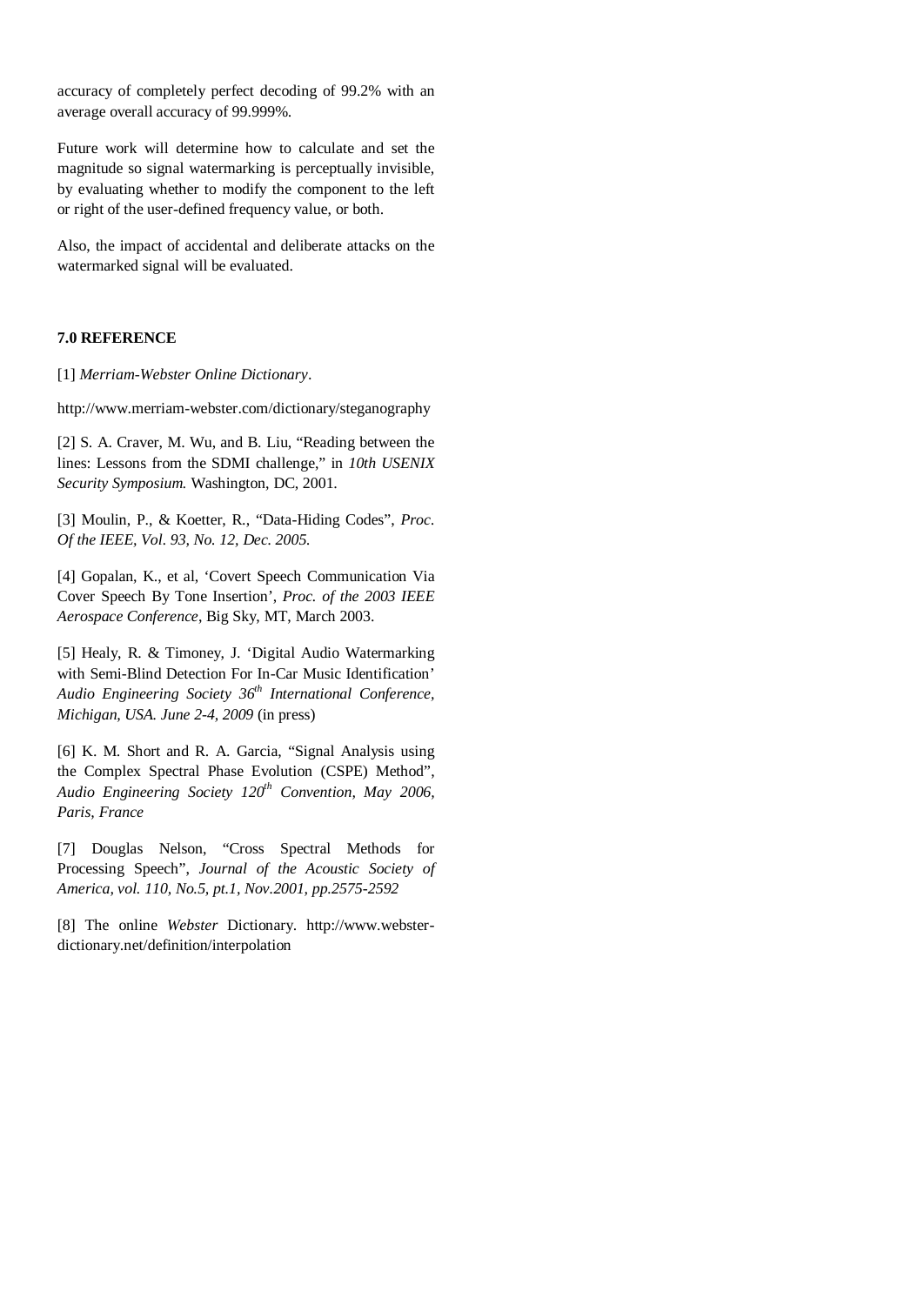accuracy of completely perfect decoding of 99.2% with an average overall accuracy of 99.999%.

Future work will determine how to calculate and set the magnitude so signal watermarking is perceptually invisible, by evaluating whether to modify the component to the left or right of the user-defined frequency value, or both.

Also, the impact of accidental and deliberate attacks on the watermarked signal will be evaluated.

### 7.0 REFERENCE

[1] *Merriam-Webster Online Dictionary*.

http://www.merriam-webster.com/dictionary/steganography

[2] S. A. Craver, M. Wu, and B. Liu, "Reading between the lines: Lessons from the SDMI challenge," in *10th USENIX Security Symposium.* Washington, DC, 2001.

[3] Moulin, P., & Koetter, R., "Data-Hiding Codes", *Proc. Of the IEEE, Vol. 93, No. 12, Dec. 2005.*

[4] Gopalan, K., et al, 'Covert Speech Communication Via Cover Speech By Tone Insertion', *Proc. of the 2003 IEEE Aerospace Conference*, Big Sky, MT, March 2003.

[5] Healy, R. & Timoney, J. 'Digital Audio Watermarking with Semi-Blind Detection For In-Car Music Identification' *Audio Engineering Society 36th International Conference, Michigan, USA. June 2-4, 2009* (in press)

[6] K. M. Short and R. A. Garcia, "Signal Analysis using the Complex Spectral Phase Evolution (CSPE) Method", *Audio Engineering Society 120th Convention, May 2006, Paris, France*

[7] Douglas Nelson, "Cross Spectral Methods for Processing Speech", *Journal of the Acoustic Society of America, vol. 110, No.5, pt.1, Nov.2001, pp.2575-2592*

[8] The online *Webster* Dictionary. http://www.webster-dictionary.net/definition/interpolation